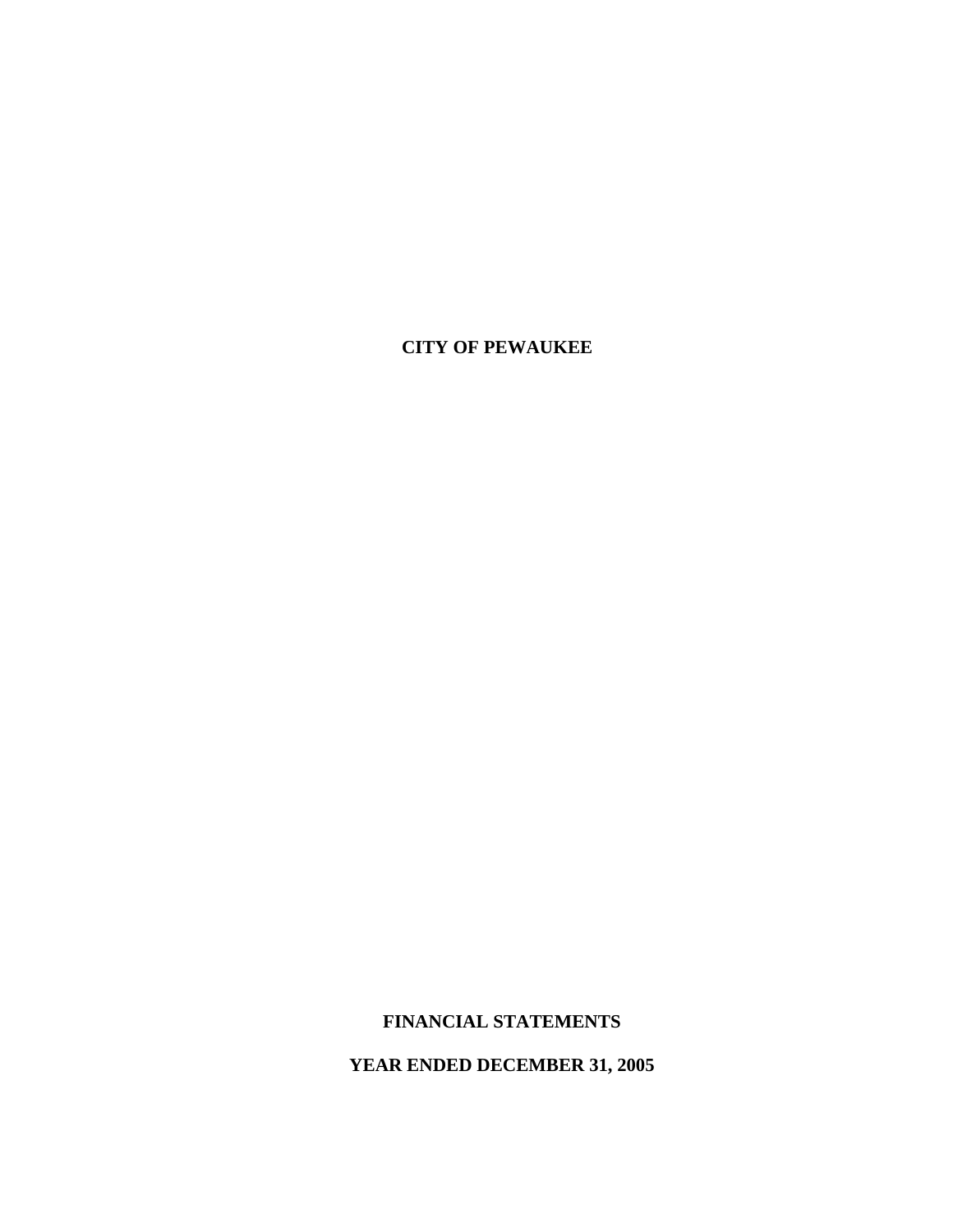# CITY OF PEWAUKEE

## FINANCIAL STATEMENTS

## YEAR ENDED DECEMBER 31, 2005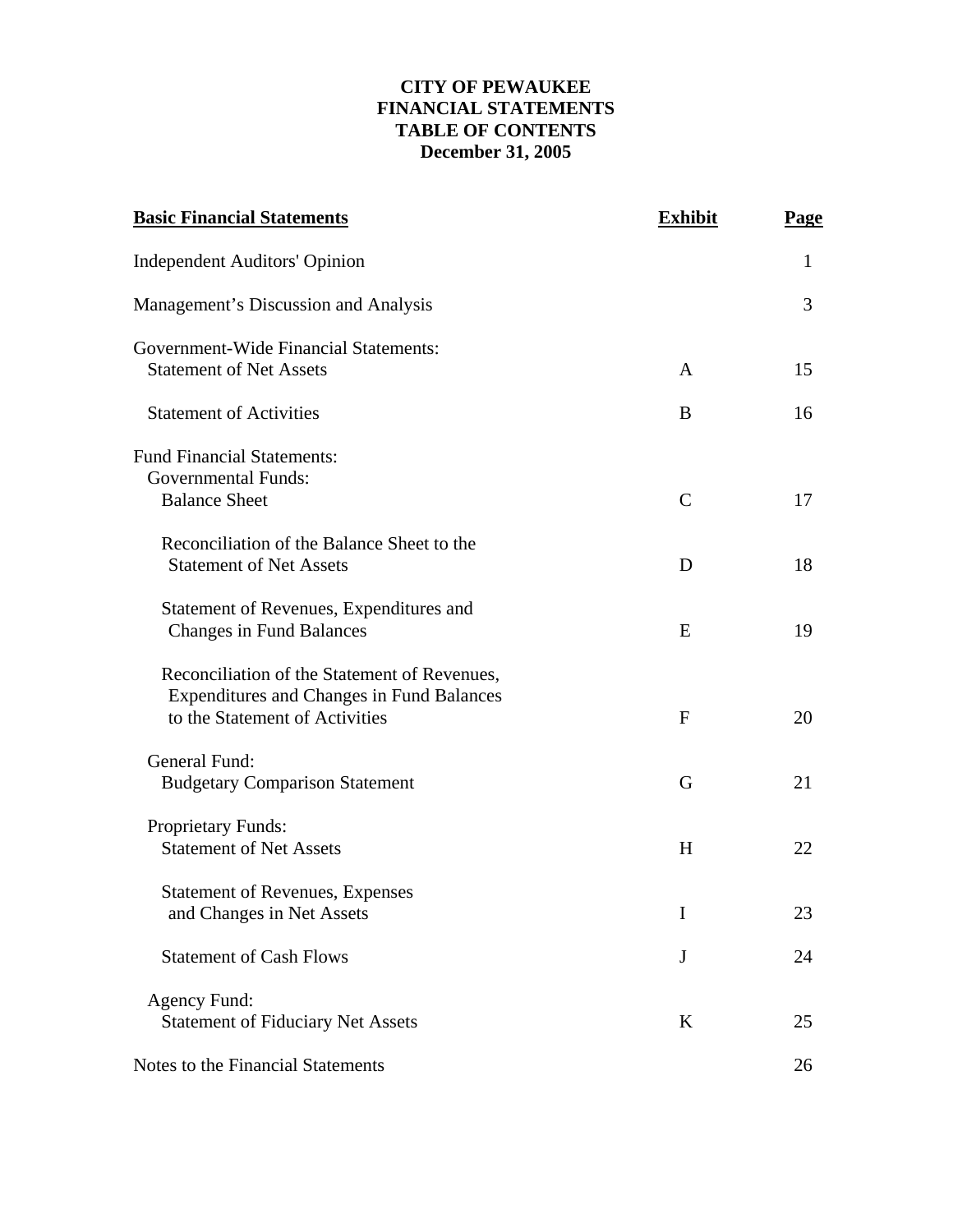# CITY OF PEWAUKEE
## FINANCIAL STATEMENTS
## TABLE OF CONTENTS
## December 31, 2005

| **Basic Financial Statements** | **Exhibit** | **Page** |
|---|---|---|
| Independent Auditors' Opinion | | 1 |
| Management's Discussion and Analysis | | 3 |
| Government-Wide Financial Statements: | | |
| Statement of Net Assets | A | 15 |
| Statement of Activities | B | 16 |
| Fund Financial Statements: | | |
| Governmental Funds: | | |
| Balance Sheet | C | 17 |
| Reconciliation of the Balance Sheet to the Statement of Net Assets | D | 18 |
| Statement of Revenues, Expenditures and Changes in Fund Balances | E | 19 |
| Reconciliation of the Statement of Revenues, Expenditures and Changes in Fund Balances to the Statement of Activities | F | 20 |
| General Fund: | | |
| Budgetary Comparison Statement | G | 21 |
| Proprietary Funds: | | |
| Statement of Net Assets | H | 22 |
| Statement of Revenues, Expenses and Changes in Net Assets | I | 23 |
| Statement of Cash Flows | J | 24 |
| Agency Fund: | | |
| Statement of Fiduciary Net Assets | K | 25 |
| Notes to the Financial Statements | | 26 |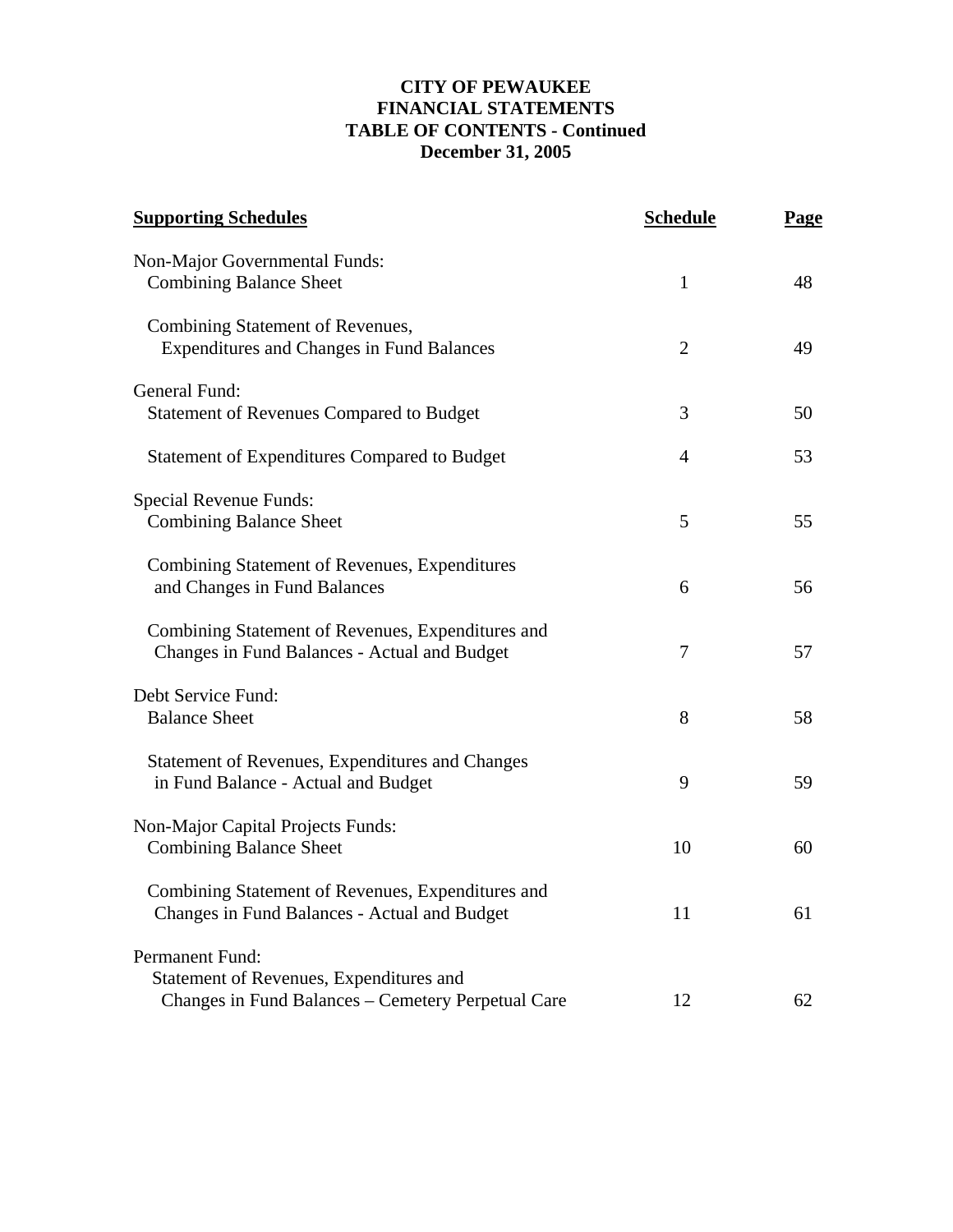**CITY OF PEWAUKEE**
**FINANCIAL STATEMENTS**
**TABLE OF CONTENTS - Continued**
**December 31, 2005**

| **Supporting Schedules** | **Schedule** | **Page** |
|---|---|---|
| Non-Major Governmental Funds: | | |
| Combining Balance Sheet | 1 | 48 |
| Combining Statement of Revenues, Expenditures and Changes in Fund Balances | 2 | 49 |
| General Fund: | | |
| Statement of Revenues Compared to Budget | 3 | 50 |
| Statement of Expenditures Compared to Budget | 4 | 53 |
| Special Revenue Funds: | | |
| Combining Balance Sheet | 5 | 55 |
| Combining Statement of Revenues, Expenditures and Changes in Fund Balances | 6 | 56 |
| Combining Statement of Revenues, Expenditures and Changes in Fund Balances - Actual and Budget | 7 | 57 |
| Debt Service Fund: | | |
| Balance Sheet | 8 | 58 |
| Statement of Revenues, Expenditures and Changes in Fund Balance - Actual and Budget | 9 | 59 |
| Non-Major Capital Projects Funds: | | |
| Combining Balance Sheet | 10 | 60 |
| Combining Statement of Revenues, Expenditures and Changes in Fund Balances - Actual and Budget | 11 | 61 |
| Permanent Fund: | | |
| Statement of Revenues, Expenditures and Changes in Fund Balances – Cemetery Perpetual Care | 12 | 62 |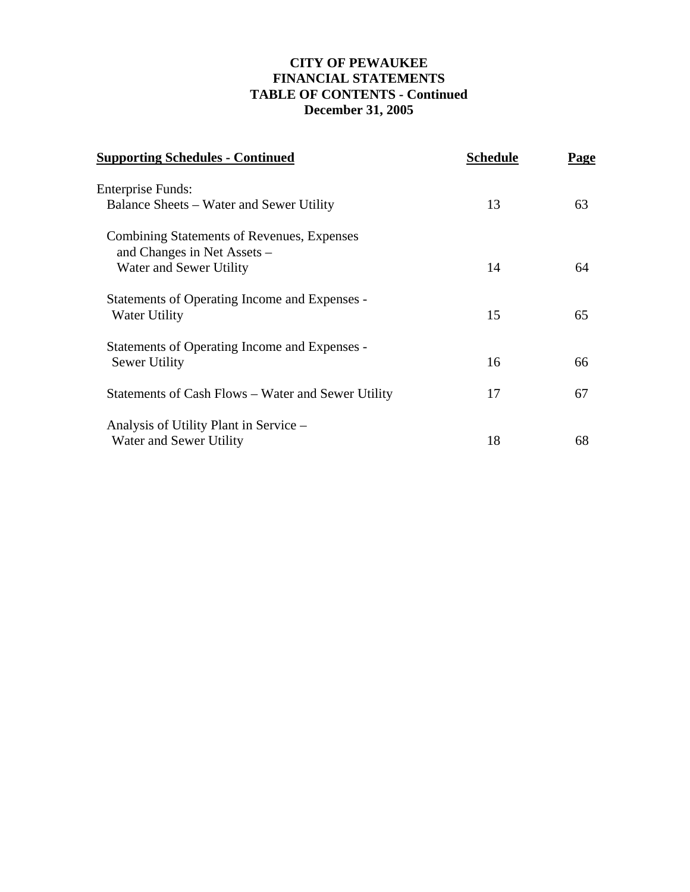# CITY OF PEWAUKEE
## FINANCIAL STATEMENTS
## TABLE OF CONTENTS - Continued
## December 31, 2005

| **Supporting Schedules - Continued** | **Schedule** | **Page** |
|---|---|---|
| Enterprise Funds: | | |
| Balance Sheets – Water and Sewer Utility | 13 | 63 |
| Combining Statements of Revenues, Expenses and Changes in Net Assets – Water and Sewer Utility | 14 | 64 |
| Statements of Operating Income and Expenses - Water Utility | 15 | 65 |
| Statements of Operating Income and Expenses - Sewer Utility | 16 | 66 |
| Statements of Cash Flows – Water and Sewer Utility | 17 | 67 |
| Analysis of Utility Plant in Service – Water and Sewer Utility | 18 | 68 |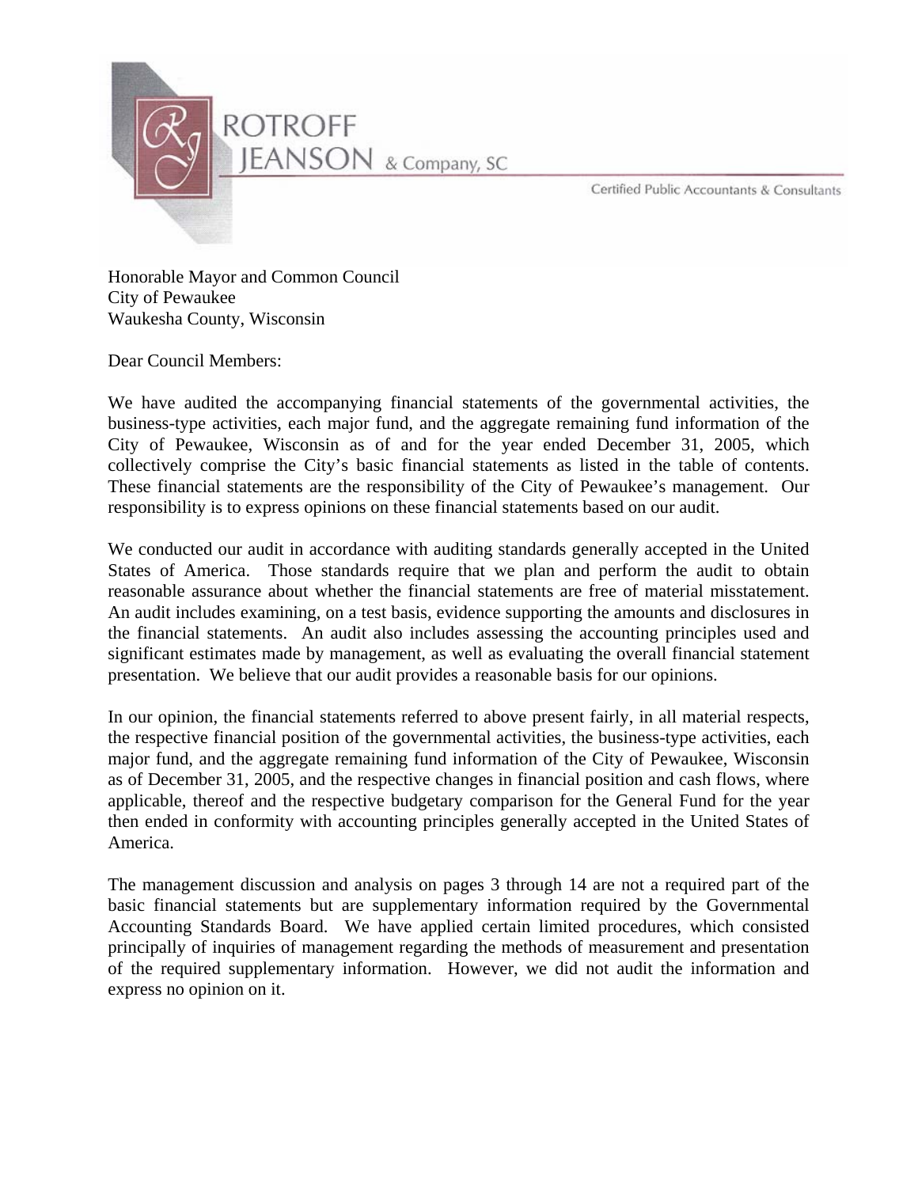ROTROFF JEANSON & Company, SC

Certified Public Accountants & Consultants

Honorable Mayor and Common Council
City of Pewaukee
Waukesha County, Wisconsin

Dear Council Members:

We have audited the accompanying financial statements of the governmental activities, the business-type activities, each major fund, and the aggregate remaining fund information of the City of Pewaukee, Wisconsin as of and for the year ended December 31, 2005, which collectively comprise the City's basic financial statements as listed in the table of contents. These financial statements are the responsibility of the City of Pewaukee's management. Our responsibility is to express opinions on these financial statements based on our audit.

We conducted our audit in accordance with auditing standards generally accepted in the United States of America. Those standards require that we plan and perform the audit to obtain reasonable assurance about whether the financial statements are free of material misstatement. An audit includes examining, on a test basis, evidence supporting the amounts and disclosures in the financial statements. An audit also includes assessing the accounting principles used and significant estimates made by management, as well as evaluating the overall financial statement presentation. We believe that our audit provides a reasonable basis for our opinions.

In our opinion, the financial statements referred to above present fairly, in all material respects, the respective financial position of the governmental activities, the business-type activities, each major fund, and the aggregate remaining fund information of the City of Pewaukee, Wisconsin as of December 31, 2005, and the respective changes in financial position and cash flows, where applicable, thereof and the respective budgetary comparison for the General Fund for the year then ended in conformity with accounting principles generally accepted in the United States of America.

The management discussion and analysis on pages 3 through 14 are not a required part of the basic financial statements but are supplementary information required by the Governmental Accounting Standards Board. We have applied certain limited procedures, which consisted principally of inquiries of management regarding the methods of measurement and presentation of the required supplementary information. However, we did not audit the information and express no opinion on it.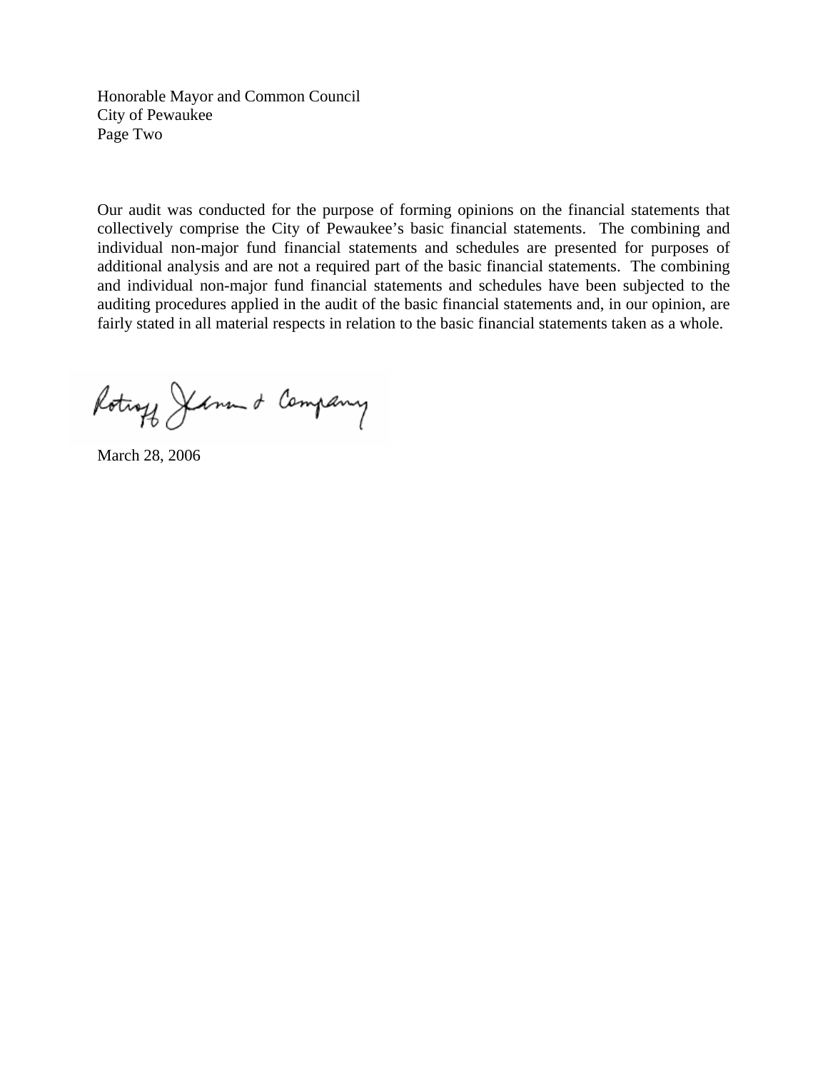Honorable Mayor and Common Council
City of Pewaukee
Page Two

Our audit was conducted for the purpose of forming opinions on the financial statements that collectively comprise the City of Pewaukee's basic financial statements. The combining and individual non-major fund financial statements and schedules are presented for purposes of additional analysis and are not a required part of the basic financial statements. The combining and individual non-major fund financial statements and schedules have been subjected to the auditing procedures applied in the audit of the basic financial statements and, in our opinion, are fairly stated in all material respects in relation to the basic financial statements taken as a whole.

Ratioff Jensen & Company

March 28, 2006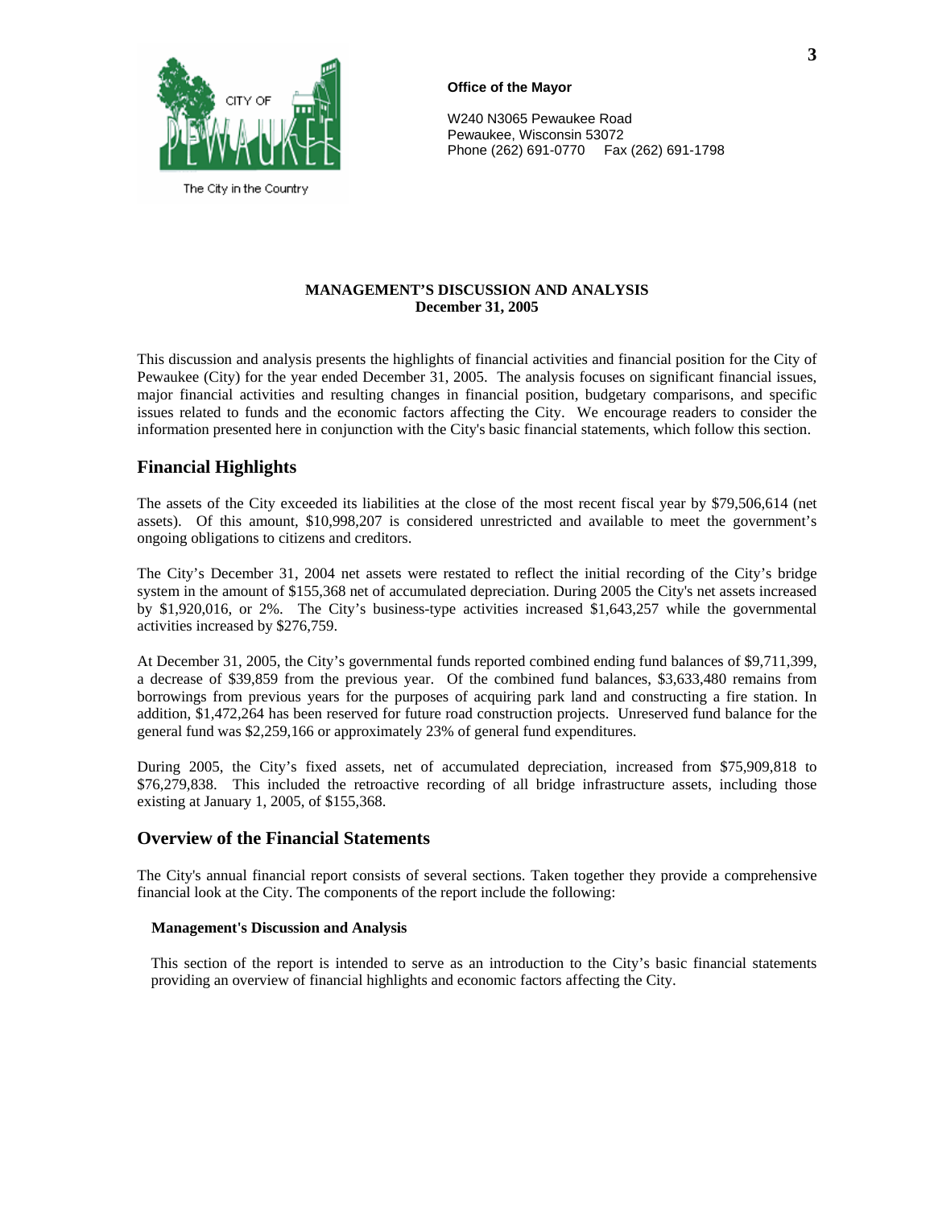**Office of the Mayor**

W240 N3065 Pewaukee Road
Pewaukee, Wisconsin 53072
Phone (262) 691-0770  Fax (262) 691-1798

CITY OF PEWAUKEE

The City in the Country

**MANAGEMENT'S DISCUSSION AND ANALYSIS**
**December 31, 2005**

This discussion and analysis presents the highlights of financial activities and financial position for the City of Pewaukee (City) for the year ended December 31, 2005. The analysis focuses on significant financial issues, major financial activities and resulting changes in financial position, budgetary comparisons, and specific issues related to funds and the economic factors affecting the City. We encourage readers to consider the information presented here in conjunction with the City's basic financial statements, which follow this section.

## Financial Highlights

The assets of the City exceeded its liabilities at the close of the most recent fiscal year by $79,506,614 (net assets). Of this amount, $10,998,207 is considered unrestricted and available to meet the government's ongoing obligations to citizens and creditors.

The City's December 31, 2004 net assets were restated to reflect the initial recording of the City's bridge system in the amount of $155,368 net of accumulated depreciation. During 2005 the City's net assets increased by $1,920,016, or 2%. The City's business-type activities increased $1,643,257 while the governmental activities increased by $276,759.

At December 31, 2005, the City's governmental funds reported combined ending fund balances of $9,711,399, a decrease of $39,859 from the previous year. Of the combined fund balances, $3,633,480 remains from borrowings from previous years for the purposes of acquiring park land and constructing a fire station. In addition, $1,472,264 has been reserved for future road construction projects. Unreserved fund balance for the general fund was $2,259,166 or approximately 23% of general fund expenditures.

During 2005, the City's fixed assets, net of accumulated depreciation, increased from $75,909,818 to $76,279,838. This included the retroactive recording of all bridge infrastructure assets, including those existing at January 1, 2005, of $155,368.

## Overview of the Financial Statements

The City's annual financial report consists of several sections. Taken together they provide a comprehensive financial look at the City. The components of the report include the following:

**Management's Discussion and Analysis**

This section of the report is intended to serve as an introduction to the City's basic financial statements providing an overview of financial highlights and economic factors affecting the City.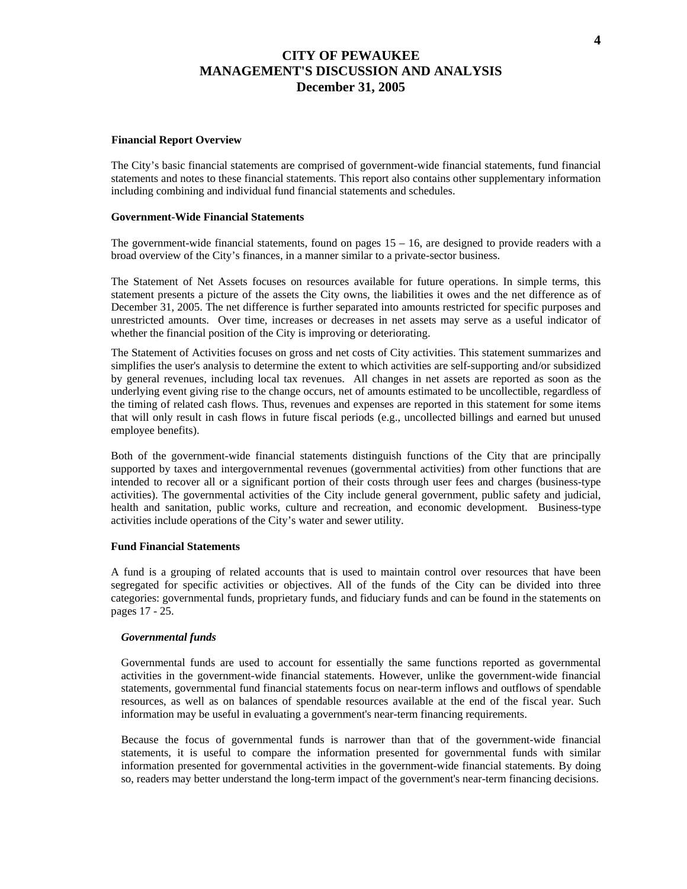# CITY OF PEWAUKEE
# MANAGEMENT'S DISCUSSION AND ANALYSIS
# December 31, 2005

**Financial Report Overview**

The City's basic financial statements are comprised of government-wide financial statements, fund financial statements and notes to these financial statements. This report also contains other supplementary information including combining and individual fund financial statements and schedules.

**Government-Wide Financial Statements**

The government-wide financial statements, found on pages 15 – 16, are designed to provide readers with a broad overview of the City's finances, in a manner similar to a private-sector business.

The Statement of Net Assets focuses on resources available for future operations. In simple terms, this statement presents a picture of the assets the City owns, the liabilities it owes and the net difference as of December 31, 2005. The net difference is further separated into amounts restricted for specific purposes and unrestricted amounts. Over time, increases or decreases in net assets may serve as a useful indicator of whether the financial position of the City is improving or deteriorating.

The Statement of Activities focuses on gross and net costs of City activities. This statement summarizes and simplifies the user's analysis to determine the extent to which activities are self-supporting and/or subsidized by general revenues, including local tax revenues. All changes in net assets are reported as soon as the underlying event giving rise to the change occurs, net of amounts estimated to be uncollectible, regardless of the timing of related cash flows. Thus, revenues and expenses are reported in this statement for some items that will only result in cash flows in future fiscal periods (e.g., uncollected billings and earned but unused employee benefits).

Both of the government-wide financial statements distinguish functions of the City that are principally supported by taxes and intergovernmental revenues (governmental activities) from other functions that are intended to recover all or a significant portion of their costs through user fees and charges (business-type activities). The governmental activities of the City include general government, public safety and judicial, health and sanitation, public works, culture and recreation, and economic development. Business-type activities include operations of the City's water and sewer utility.

**Fund Financial Statements**

A fund is a grouping of related accounts that is used to maintain control over resources that have been segregated for specific activities or objectives. All of the funds of the City can be divided into three categories: governmental funds, proprietary funds, and fiduciary funds and can be found in the statements on pages 17 - 25.

***Governmental funds***

Governmental funds are used to account for essentially the same functions reported as governmental activities in the government-wide financial statements. However, unlike the government-wide financial statements, governmental fund financial statements focus on near-term inflows and outflows of spendable resources, as well as on balances of spendable resources available at the end of the fiscal year. Such information may be useful in evaluating a government's near-term financing requirements.

Because the focus of governmental funds is narrower than that of the government-wide financial statements, it is useful to compare the information presented for governmental funds with similar information presented for governmental activities in the government-wide financial statements. By doing so, readers may better understand the long-term impact of the government's near-term financing decisions.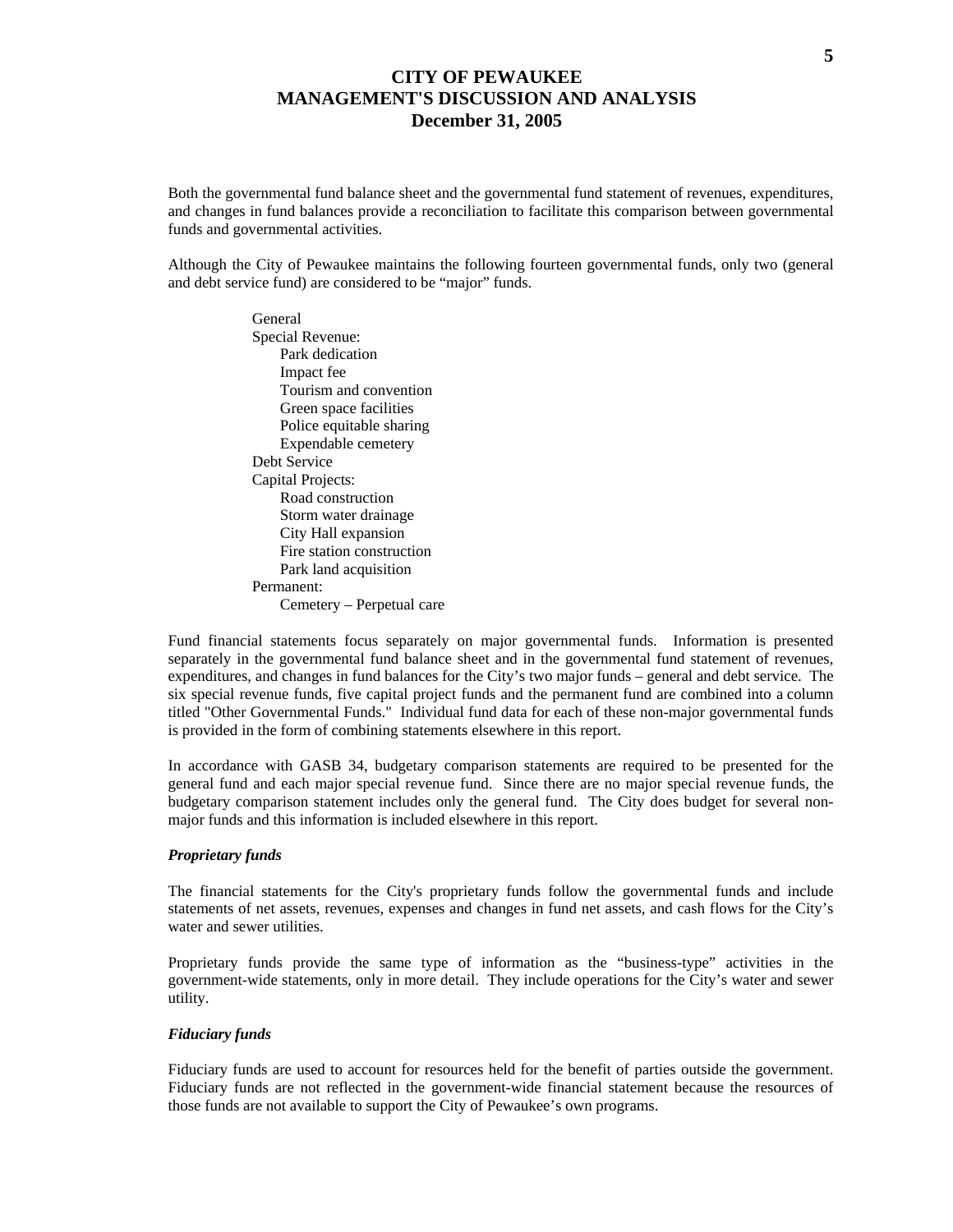# CITY OF PEWAUKEE
# MANAGEMENT'S DISCUSSION AND ANALYSIS
# December 31, 2005

Both the governmental fund balance sheet and the governmental fund statement of revenues, expenditures, and changes in fund balances provide a reconciliation to facilitate this comparison between governmental funds and governmental activities.

Although the City of Pewaukee maintains the following fourteen governmental funds, only two (general and debt service fund) are considered to be "major" funds.

- General
- Special Revenue:
  - Park dedication
  - Impact fee
  - Tourism and convention
  - Green space facilities
  - Police equitable sharing
  - Expendable cemetery
- Debt Service
- Capital Projects:
  - Road construction
  - Storm water drainage
  - City Hall expansion
  - Fire station construction
  - Park land acquisition
- Permanent:
  - Cemetery – Perpetual care

Fund financial statements focus separately on major governmental funds. Information is presented separately in the governmental fund balance sheet and in the governmental fund statement of revenues, expenditures, and changes in fund balances for the City's two major funds – general and debt service. The six special revenue funds, five capital project funds and the permanent fund are combined into a column titled "Other Governmental Funds." Individual fund data for each of these non-major governmental funds is provided in the form of combining statements elsewhere in this report.

In accordance with GASB 34, budgetary comparison statements are required to be presented for the general fund and each major special revenue fund. Since there are no major special revenue funds, the budgetary comparison statement includes only the general fund. The City does budget for several non-major funds and this information is included elsewhere in this report.

***Proprietary funds***

The financial statements for the City's proprietary funds follow the governmental funds and include statements of net assets, revenues, expenses and changes in fund net assets, and cash flows for the City's water and sewer utilities.

Proprietary funds provide the same type of information as the "business-type" activities in the government-wide statements, only in more detail. They include operations for the City's water and sewer utility.

***Fiduciary funds***

Fiduciary funds are used to account for resources held for the benefit of parties outside the government. Fiduciary funds are not reflected in the government-wide financial statement because the resources of those funds are not available to support the City of Pewaukee's own programs.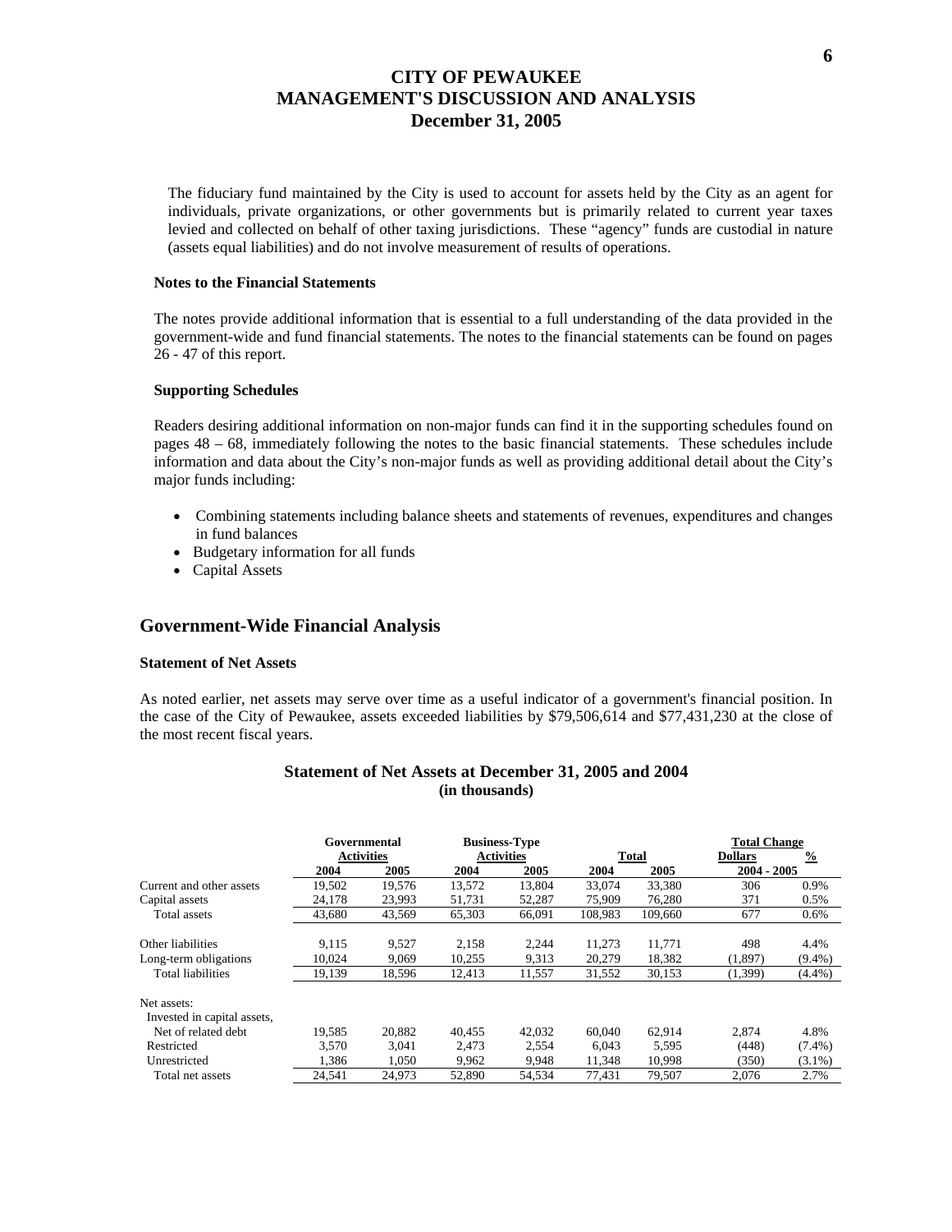# CITY OF PEWAUKEE
# MANAGEMENT'S DISCUSSION AND ANALYSIS
# December 31, 2005

The fiduciary fund maintained by the City is used to account for assets held by the City as an agent for individuals, private organizations, or other governments but is primarily related to current year taxes levied and collected on behalf of other taxing jurisdictions. These "agency" funds are custodial in nature (assets equal liabilities) and do not involve measurement of results of operations.

### Notes to the Financial Statements

The notes provide additional information that is essential to a full understanding of the data provided in the government-wide and fund financial statements. The notes to the financial statements can be found on pages 26 - 47 of this report.

### Supporting Schedules

Readers desiring additional information on non-major funds can find it in the supporting schedules found on pages 48 – 68, immediately following the notes to the basic financial statements. These schedules include information and data about the City's non-major funds as well as providing additional detail about the City's major funds including:

- Combining statements including balance sheets and statements of revenues, expenditures and changes in fund balances
- Budgetary information for all funds
- Capital Assets

## Government-Wide Financial Analysis

### Statement of Net Assets

As noted earlier, net assets may serve over time as a useful indicator of a government's financial position. In the case of the City of Pewaukee, assets exceeded liabilities by $79,506,614 and $77,431,230 at the close of the most recent fiscal years.

**Statement of Net Assets at December 31, 2005 and 2004**
**(in thousands)**

| | Governmental Activities | | Business-Type Activities | | Total | | Total Change | |
|---|---|---|---|---|---|---|---|---|
| | | | | | | | Dollars | % |
| | 2004 | 2005 | 2004 | 2005 | 2004 | 2005 | 2004 - 2005 | |
| Current and other assets | 19,502 | 19,576 | 13,572 | 13,804 | 33,074 | 33,380 | 306 | 0.9% |
| Capital assets | 24,178 | 23,993 | 51,731 | 52,287 | 75,909 | 76,280 | 371 | 0.5% |
| Total assets | 43,680 | 43,569 | 65,303 | 66,091 | 108,983 | 109,660 | 677 | 0.6% |
| Other liabilities | 9,115 | 9,527 | 2,158 | 2,244 | 11,273 | 11,771 | 498 | 4.4% |
| Long-term obligations | 10,024 | 9,069 | 10,255 | 9,313 | 20,279 | 18,382 | (1,897) | (9.4%) |
| Total liabilities | 19,139 | 18,596 | 12,413 | 11,557 | 31,552 | 30,153 | (1,399) | (4.4%) |
| Net assets: | | | | | | | | |
| Invested in capital assets, Net of related debt | 19,585 | 20,882 | 40,455 | 42,032 | 60,040 | 62,914 | 2,874 | 4.8% |
| Restricted | 3,570 | 3,041 | 2,473 | 2,554 | 6,043 | 5,595 | (448) | (7.4%) |
| Unrestricted | 1,386 | 1,050 | 9,962 | 9,948 | 11,348 | 10,998 | (350) | (3.1%) |
| Total net assets | 24,541 | 24,973 | 52,890 | 54,534 | 77,431 | 79,507 | 2,076 | 2.7% |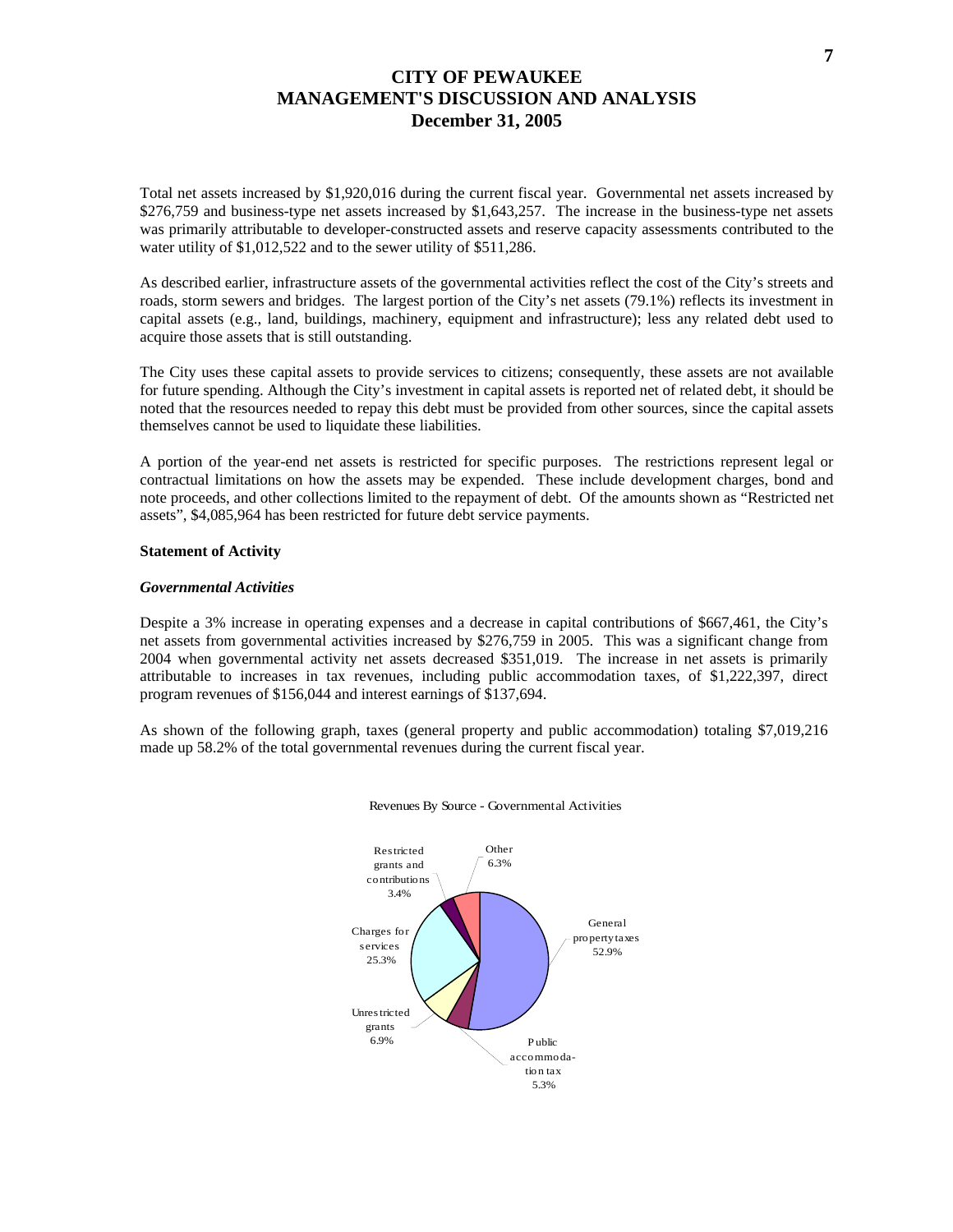# CITY OF PEWAUKEE
# MANAGEMENT'S DISCUSSION AND ANALYSIS
# December 31, 2005

Total net assets increased by $1,920,016 during the current fiscal year. Governmental net assets increased by $276,759 and business-type net assets increased by $1,643,257. The increase in the business-type net assets was primarily attributable to developer-constructed assets and reserve capacity assessments contributed to the water utility of $1,012,522 and to the sewer utility of $511,286.

As described earlier, infrastructure assets of the governmental activities reflect the cost of the City's streets and roads, storm sewers and bridges. The largest portion of the City's net assets (79.1%) reflects its investment in capital assets (e.g., land, buildings, machinery, equipment and infrastructure); less any related debt used to acquire those assets that is still outstanding.

The City uses these capital assets to provide services to citizens; consequently, these assets are not available for future spending. Although the City's investment in capital assets is reported net of related debt, it should be noted that the resources needed to repay this debt must be provided from other sources, since the capital assets themselves cannot be used to liquidate these liabilities.

A portion of the year-end net assets is restricted for specific purposes. The restrictions represent legal or contractual limitations on how the assets may be expended. These include development charges, bond and note proceeds, and other collections limited to the repayment of debt. Of the amounts shown as "Restricted net assets", $4,085,964 has been restricted for future debt service payments.

**Statement of Activity**

***Governmental Activities***

Despite a 3% increase in operating expenses and a decrease in capital contributions of $667,461, the City's net assets from governmental activities increased by $276,759 in 2005. This was a significant change from 2004 when governmental activity net assets decreased $351,019. The increase in net assets is primarily attributable to increases in tax revenues, including public accommodation taxes, of $1,222,397, direct program revenues of $156,044 and interest earnings of $137,694.

As shown of the following graph, taxes (general property and public accommodation) totaling $7,019,216 made up 58.2% of the total governmental revenues during the current fiscal year.

Revenues By Source - Governmental Activities

| Source | Percent |
|---|---|
| General property taxes | 52.9% |
| Public accommodation tax | 5.3% |
| Unrestricted grants | 6.9% |
| Charges for services | 25.3% |
| Restricted grants and contributions | 3.4% |
| Other | 6.3% |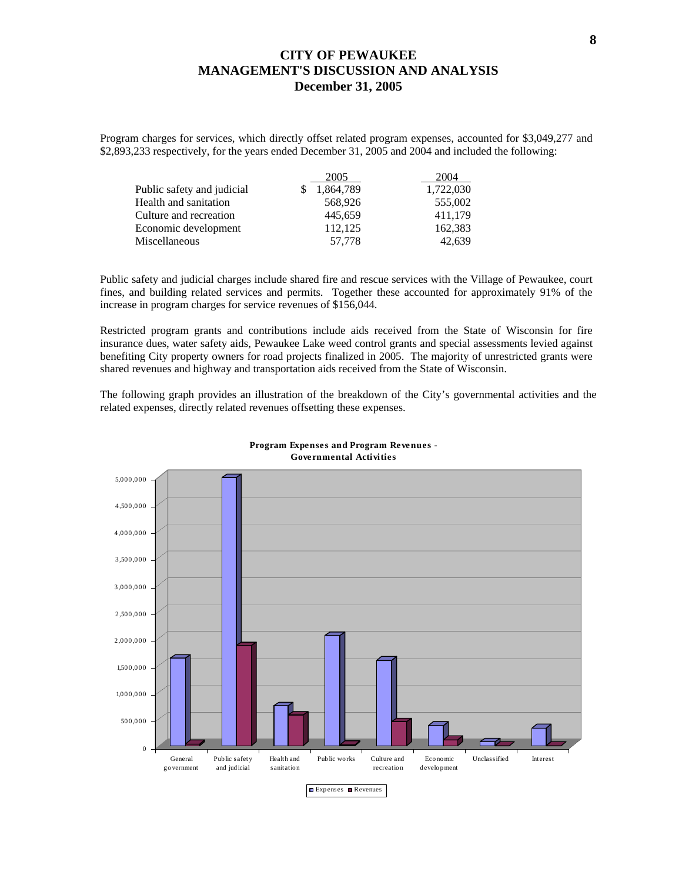# CITY OF PEWAUKEE
# MANAGEMENT'S DISCUSSION AND ANALYSIS
# December 31, 2005

Program charges for services, which directly offset related program expenses, accounted for $3,049,277 and $2,893,233 respectively, for the years ended December 31, 2005 and 2004 and included the following:

| | 2005 | 2004 |
|---|---|---|
| Public safety and judicial | $ 1,864,789 | 1,722,030 |
| Health and sanitation | 568,926 | 555,002 |
| Culture and recreation | 445,659 | 411,179 |
| Economic development | 112,125 | 162,383 |
| Miscellaneous | 57,778 | 42,639 |

Public safety and judicial charges include shared fire and rescue services with the Village of Pewaukee, court fines, and building related services and permits. Together these accounted for approximately 91% of the increase in program charges for service revenues of $156,044.

Restricted program grants and contributions include aids received from the State of Wisconsin for fire insurance dues, water safety aids, Pewaukee Lake weed control grants and special assessments levied against benefiting City property owners for road projects finalized in 2005. The majority of unrestricted grants were shared revenues and highway and transportation aids received from the State of Wisconsin.

The following graph provides an illustration of the breakdown of the City's governmental activities and the related expenses, directly related revenues offsetting these expenses.

**Program Expenses and Program Revenues - Governmental Activities**

Y-axis: 0, 500,000, 1,000,000, 1,500,000, 2,000,000, 2,500,000, 3,000,000, 3,500,000, 4,000,000, 4,500,000, 5,000,000

X-axis: General government, Public safety and judicial, Health and sanitation, Public works, Culture and recreation, Economic development, Unclassified, Interest

Legend: Expenses, Revenues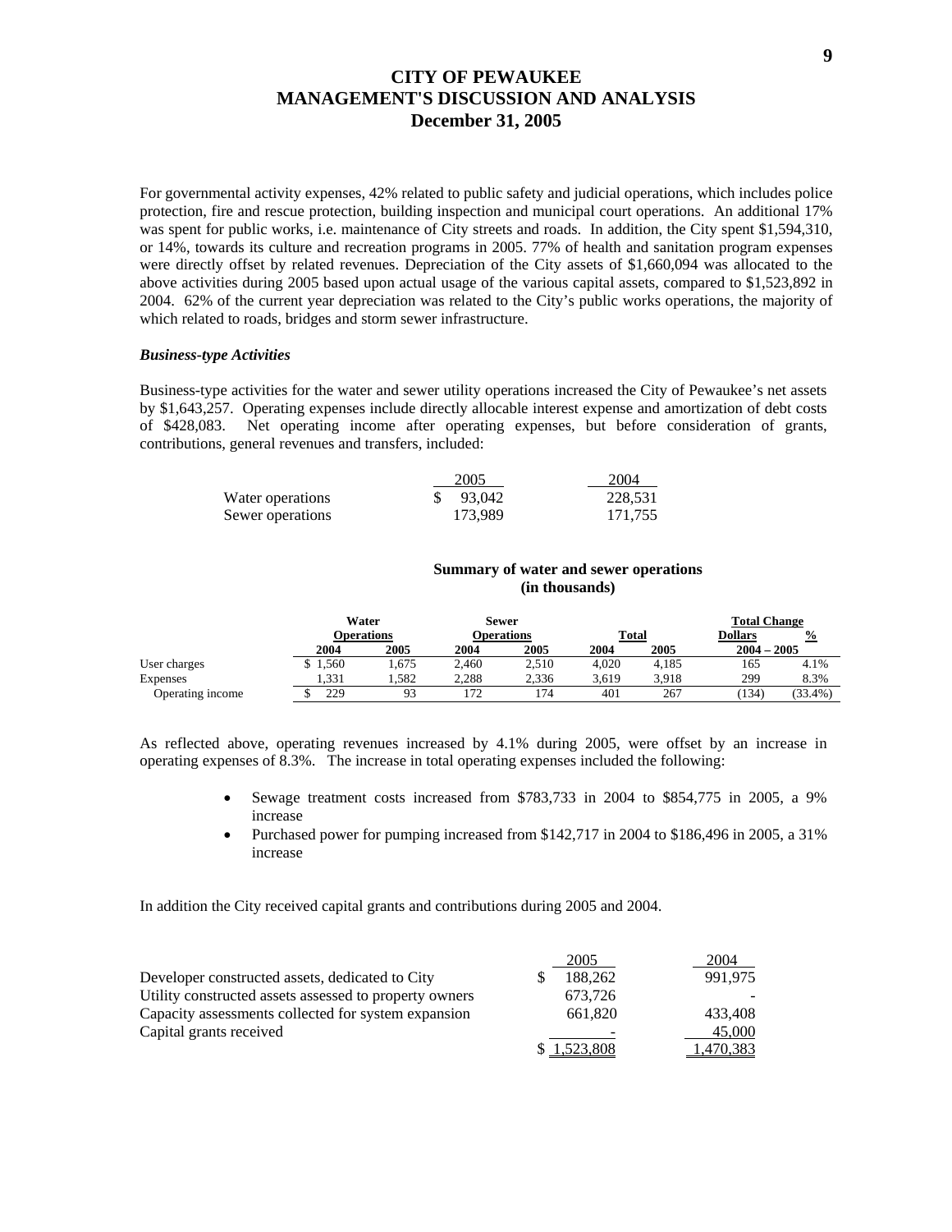# CITY OF PEWAUKEE
# MANAGEMENT'S DISCUSSION AND ANALYSIS
# December 31, 2005

For governmental activity expenses, 42% related to public safety and judicial operations, which includes police protection, fire and rescue protection, building inspection and municipal court operations. An additional 17% was spent for public works, i.e. maintenance of City streets and roads. In addition, the City spent $1,594,310, or 14%, towards its culture and recreation programs in 2005. 77% of health and sanitation program expenses were directly offset by related revenues. Depreciation of the City assets of $1,660,094 was allocated to the above activities during 2005 based upon actual usage of the various capital assets, compared to $1,523,892 in 2004. 62% of the current year depreciation was related to the City's public works operations, the majority of which related to roads, bridges and storm sewer infrastructure.

### *Business-type Activities*

Business-type activities for the water and sewer utility operations increased the City of Pewaukee's net assets by $1,643,257. Operating expenses include directly allocable interest expense and amortization of debt costs of $428,083. Net operating income after operating expenses, but before consideration of grants, contributions, general revenues and transfers, included:

| | 2005 | 2004 |
|---|---|---|
| Water operations | $ 93,042 | 228,531 |
| Sewer operations | 173,989 | 171,755 |

**Summary of water and sewer operations (in thousands)**

| | Water Operations | | Sewer Operations | | Total | | Total Change | |
|---|---|---|---|---|---|---|---|---|
| | 2004 | 2005 | 2004 | 2005 | 2004 | 2005 | Dollars 2004 – 2005 | % |
| User charges | $ 1,560 | 1,675 | 2,460 | 2,510 | 4,020 | 4,185 | 165 | 4.1% |
| Expenses | 1,331 | 1,582 | 2,288 | 2,336 | 3,619 | 3,918 | 299 | 8.3% |
| Operating income | $ 229 | 93 | 172 | 174 | 401 | 267 | (134) | (33.4%) |

As reflected above, operating revenues increased by 4.1% during 2005, were offset by an increase in operating expenses of 8.3%. The increase in total operating expenses included the following:

- Sewage treatment costs increased from $783,733 in 2004 to $854,775 in 2005, a 9% increase
- Purchased power for pumping increased from $142,717 in 2004 to $186,496 in 2005, a 31% increase

In addition the City received capital grants and contributions during 2005 and 2004.

| | 2005 | 2004 |
|---|---|---|
| Developer constructed assets, dedicated to City | $ 188,262 | 991,975 |
| Utility constructed assets assessed to property owners | 673,726 | - |
| Capacity assessments collected for system expansion | 661,820 | 433,408 |
| Capital grants received | - | 45,000 |
| | $ 1,523,808 | 1,470,383 |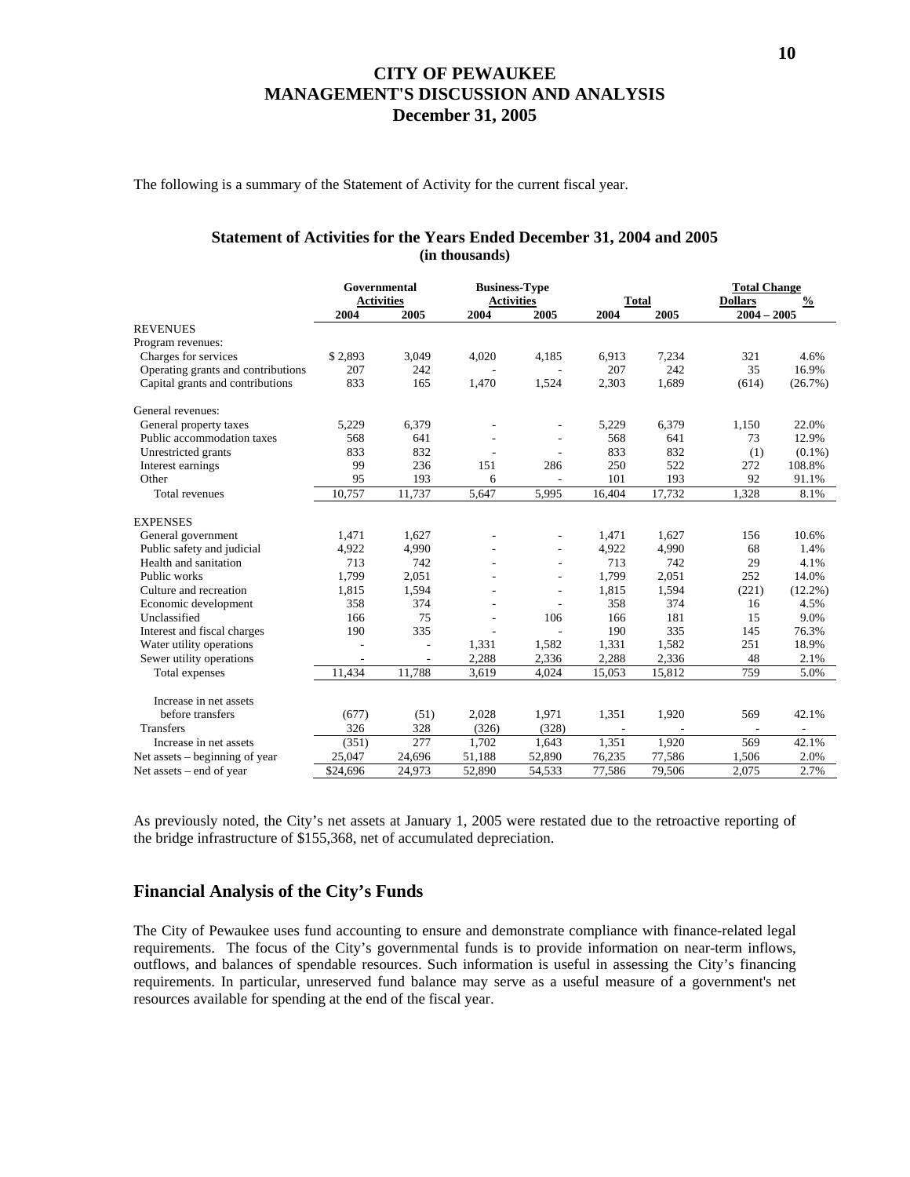# CITY OF PEWAUKEE
# MANAGEMENT'S DISCUSSION AND ANALYSIS
# December 31, 2005

The following is a summary of the Statement of Activity for the current fiscal year.

### Statement of Activities for the Years Ended December 31, 2004 and 2005
### (in thousands)

| | Governmental Activities | | Business-Type Activities | | Total | | Total Change | |
|---|---|---|---|---|---|---|---|---|
| | 2004 | 2005 | 2004 | 2005 | 2004 | 2005 | Dollars 2004 – 2005 | % |
| REVENUES | | | | | | | | |
| Program revenues: | | | | | | | | |
| Charges for services | $ 2,893 | 3,049 | 4,020 | 4,185 | 6,913 | 7,234 | 321 | 4.6% |
| Operating grants and contributions | 207 | 242 | - | - | 207 | 242 | 35 | 16.9% |
| Capital grants and contributions | 833 | 165 | 1,470 | 1,524 | 2,303 | 1,689 | (614) | (26.7%) |
| General revenues: | | | | | | | | |
| General property taxes | 5,229 | 6,379 | - | - | 5,229 | 6,379 | 1,150 | 22.0% |
| Public accommodation taxes | 568 | 641 | - | - | 568 | 641 | 73 | 12.9% |
| Unrestricted grants | 833 | 832 | - | - | 833 | 832 | (1) | (0.1%) |
| Interest earnings | 99 | 236 | 151 | 286 | 250 | 522 | 272 | 108.8% |
| Other | 95 | 193 | 6 | - | 101 | 193 | 92 | 91.1% |
| Total revenues | 10,757 | 11,737 | 5,647 | 5,995 | 16,404 | 17,732 | 1,328 | 8.1% |
| EXPENSES | | | | | | | | |
| General government | 1,471 | 1,627 | - | - | 1,471 | 1,627 | 156 | 10.6% |
| Public safety and judicial | 4,922 | 4,990 | - | - | 4,922 | 4,990 | 68 | 1.4% |
| Health and sanitation | 713 | 742 | - | - | 713 | 742 | 29 | 4.1% |
| Public works | 1,799 | 2,051 | - | - | 1,799 | 2,051 | 252 | 14.0% |
| Culture and recreation | 1,815 | 1,594 | - | - | 1,815 | 1,594 | (221) | (12.2%) |
| Economic development | 358 | 374 | - | - | 358 | 374 | 16 | 4.5% |
| Unclassified | 166 | 75 | - | 106 | 166 | 181 | 15 | 9.0% |
| Interest and fiscal charges | 190 | 335 | - | - | 190 | 335 | 145 | 76.3% |
| Water utility operations | - | - | 1,331 | 1,582 | 1,331 | 1,582 | 251 | 18.9% |
| Sewer utility operations | - | - | 2,288 | 2,336 | 2,288 | 2,336 | 48 | 2.1% |
| Total expenses | 11,434 | 11,788 | 3,619 | 4,024 | 15,053 | 15,812 | 759 | 5.0% |
| Increase in net assets before transfers | (677) | (51) | 2,028 | 1,971 | 1,351 | 1,920 | 569 | 42.1% |
| Transfers | 326 | 328 | (326) | (328) | - | - | - | - |
| Increase in net assets | (351) | 277 | 1,702 | 1,643 | 1,351 | 1,920 | 569 | 42.1% |
| Net assets – beginning of year | 25,047 | 24,696 | 51,188 | 52,890 | 76,235 | 77,586 | 1,506 | 2.0% |
| Net assets – end of year | $24,696 | 24,973 | 52,890 | 54,533 | 77,586 | 79,506 | 2,075 | 2.7% |

As previously noted, the City's net assets at January 1, 2005 were restated due to the retroactive reporting of the bridge infrastructure of $155,368, net of accumulated depreciation.

## Financial Analysis of the City's Funds

The City of Pewaukee uses fund accounting to ensure and demonstrate compliance with finance-related legal requirements. The focus of the City's governmental funds is to provide information on near-term inflows, outflows, and balances of spendable resources. Such information is useful in assessing the City's financing requirements. In particular, unreserved fund balance may serve as a useful measure of a government's net resources available for spending at the end of the fiscal year.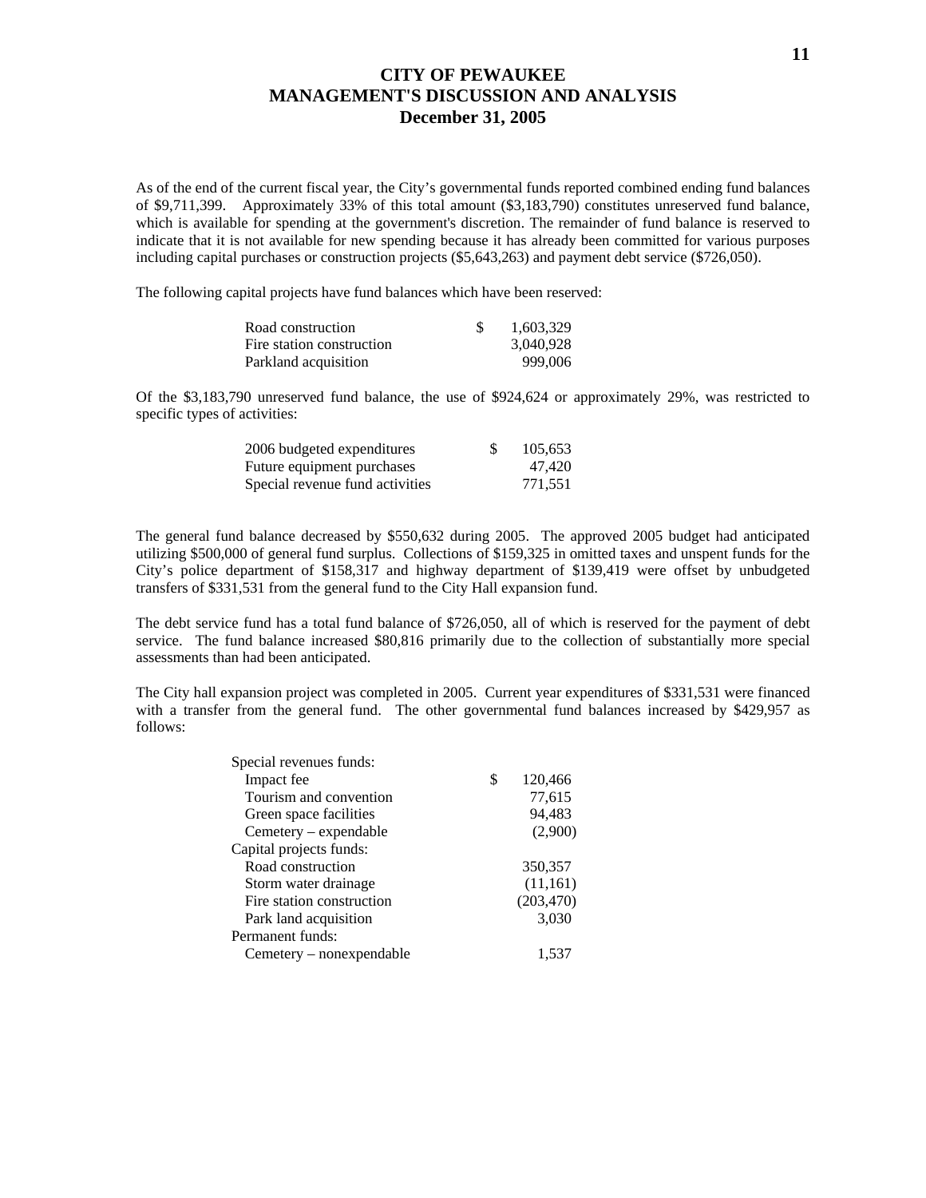# CITY OF PEWAUKEE
## MANAGEMENT'S DISCUSSION AND ANALYSIS
### December 31, 2005

As of the end of the current fiscal year, the City's governmental funds reported combined ending fund balances of $9,711,399. Approximately 33% of this total amount ($3,183,790) constitutes unreserved fund balance, which is available for spending at the government's discretion. The remainder of fund balance is reserved to indicate that it is not available for new spending because it has already been committed for various purposes including capital purchases or construction projects ($5,643,263) and payment debt service ($726,050).

The following capital projects have fund balances which have been reserved:

| | |
|---|---|
| Road construction | $ 1,603,329 |
| Fire station construction | 3,040,928 |
| Parkland acquisition | 999,006 |

Of the $3,183,790 unreserved fund balance, the use of $924,624 or approximately 29%, was restricted to specific types of activities:

| | |
|---|---|
| 2006 budgeted expenditures | $ 105,653 |
| Future equipment purchases | 47,420 |
| Special revenue fund activities | 771,551 |

The general fund balance decreased by $550,632 during 2005. The approved 2005 budget had anticipated utilizing $500,000 of general fund surplus. Collections of $159,325 in omitted taxes and unspent funds for the City's police department of $158,317 and highway department of $139,419 were offset by unbudgeted transfers of $331,531 from the general fund to the City Hall expansion fund.

The debt service fund has a total fund balance of $726,050, all of which is reserved for the payment of debt service. The fund balance increased $80,816 primarily due to the collection of substantially more special assessments than had been anticipated.

The City hall expansion project was completed in 2005. Current year expenditures of $331,531 were financed with a transfer from the general fund. The other governmental fund balances increased by $429,957 as follows:

| | |
|---|---|
| Special revenues funds: | |
| Impact fee | $ 120,466 |
| Tourism and convention | 77,615 |
| Green space facilities | 94,483 |
| Cemetery – expendable | (2,900) |
| Capital projects funds: | |
| Road construction | 350,357 |
| Storm water drainage | (11,161) |
| Fire station construction | (203,470) |
| Park land acquisition | 3,030 |
| Permanent funds: | |
| Cemetery – nonexpendable | 1,537 |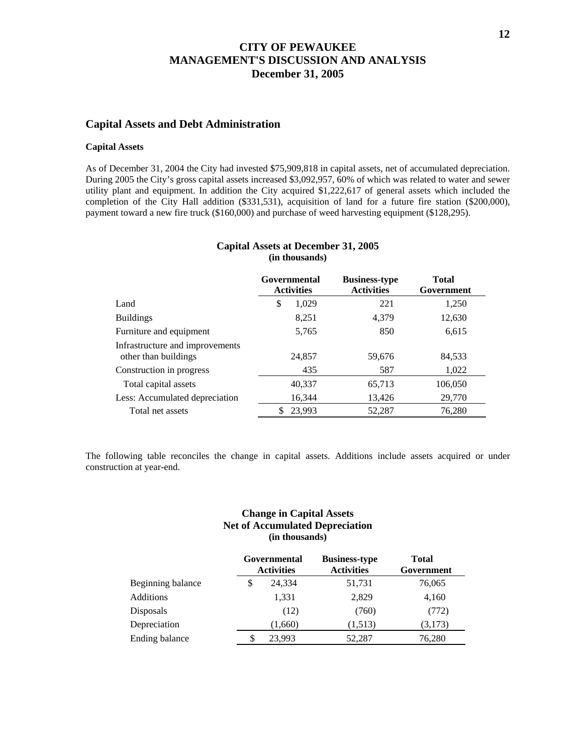# CITY OF PEWAUKEE
# MANAGEMENT'S DISCUSSION AND ANALYSIS
# December 31, 2005

## Capital Assets and Debt Administration

### Capital Assets

As of December 31, 2004 the City had invested $75,909,818 in capital assets, net of accumulated depreciation. During 2005 the City's gross capital assets increased $3,092,957, 60% of which was related to water and sewer utility plant and equipment. In addition the City acquired $1,222,617 of general assets which included the completion of the City Hall addition ($331,531), acquisition of land for a future fire station ($200,000), payment toward a new fire truck ($160,000) and purchase of weed harvesting equipment ($128,295).

**Capital Assets at December 31, 2005**
**(in thousands)**

| | Governmental Activities | Business-type Activities | Total Government |
|---|---|---|---|
| Land | $ 1,029 | 221 | 1,250 |
| Buildings | 8,251 | 4,379 | 12,630 |
| Furniture and equipment | 5,765 | 850 | 6,615 |
| Infrastructure and improvements other than buildings | 24,857 | 59,676 | 84,533 |
| Construction in progress | 435 | 587 | 1,022 |
| Total capital assets | 40,337 | 65,713 | 106,050 |
| Less: Accumulated depreciation | 16,344 | 13,426 | 29,770 |
| Total net assets | $ 23,993 | 52,287 | 76,280 |

The following table reconciles the change in capital assets. Additions include assets acquired or under construction at year-end.

**Change in Capital Assets**
**Net of Accumulated Depreciation**
**(in thousands)**

| | Governmental Activities | Business-type Activities | Total Government |
|---|---|---|---|
| Beginning balance | $ 24,334 | 51,731 | 76,065 |
| Additions | 1,331 | 2,829 | 4,160 |
| Disposals | (12) | (760) | (772) |
| Depreciation | (1,660) | (1,513) | (3,173) |
| Ending balance | $ 23,993 | 52,287 | 76,280 |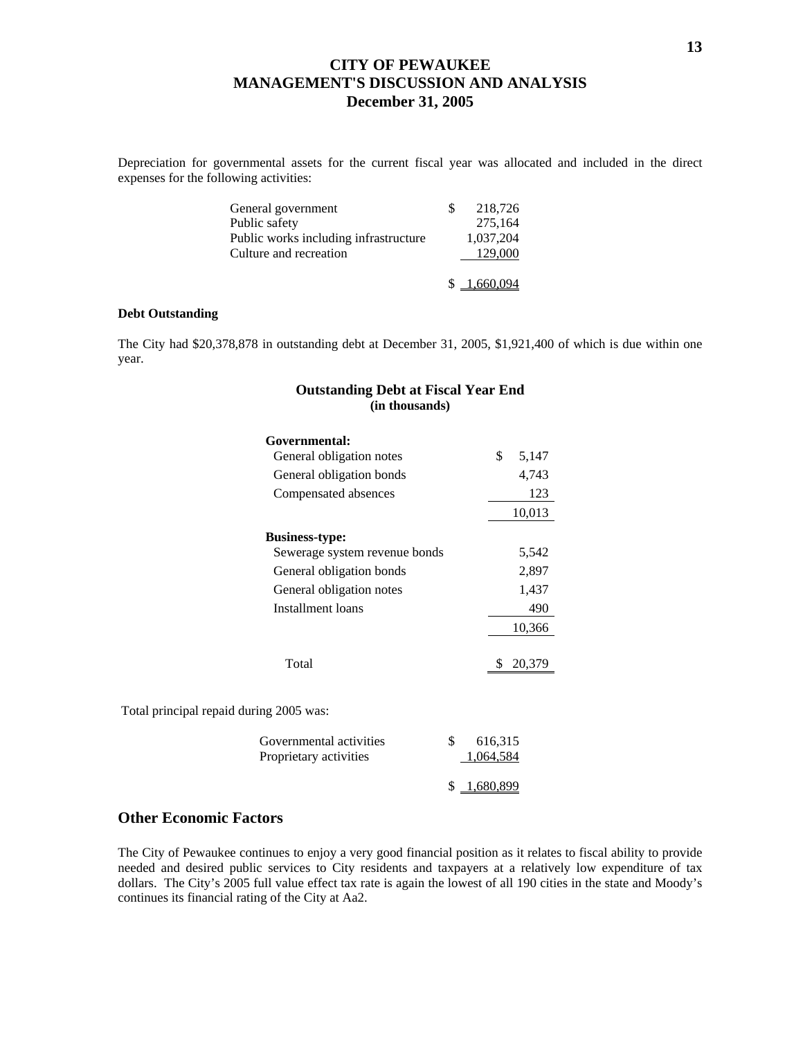# CITY OF PEWAUKEE
# MANAGEMENT'S DISCUSSION AND ANALYSIS
# December 31, 2005

Depreciation for governmental assets for the current fiscal year was allocated and included in the direct expenses for the following activities:

| | |
|---|---|
| General government | $ 218,726 |
| Public safety | 275,164 |
| Public works including infrastructure | 1,037,204 |
| Culture and recreation | 129,000 |
| | $ 1,660,094 |

**Debt Outstanding**

The City had $20,378,878 in outstanding debt at December 31, 2005, $1,921,400 of which is due within one year.

**Outstanding Debt at Fiscal Year End**
**(in thousands)**

| | |
|---|---|
| **Governmental:** | |
| General obligation notes | $ 5,147 |
| General obligation bonds | 4,743 |
| Compensated absences | 123 |
| | 10,013 |
| **Business-type:** | |
| Sewerage system revenue bonds | 5,542 |
| General obligation bonds | 2,897 |
| General obligation notes | 1,437 |
| Installment loans | 490 |
| | 10,366 |
| Total | $ 20,379 |

Total principal repaid during 2005 was:

| | |
|---|---|
| Governmental activities | $ 616,315 |
| Proprietary activities | 1,064,584 |
| | $ 1,680,899 |

## Other Economic Factors

The City of Pewaukee continues to enjoy a very good financial position as it relates to fiscal ability to provide needed and desired public services to City residents and taxpayers at a relatively low expenditure of tax dollars. The City's 2005 full value effect tax rate is again the lowest of all 190 cities in the state and Moody's continues its financial rating of the City at Aa2.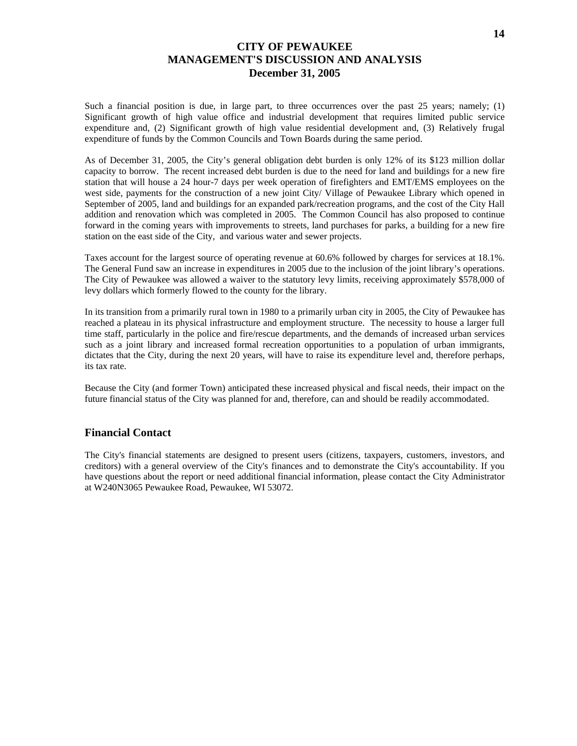Such a financial position is due, in large part, to three occurrences over the past 25 years; namely; (1) Significant growth of high value office and industrial development that requires limited public service expenditure and, (2) Significant growth of high value residential development and, (3) Relatively frugal expenditure of funds by the Common Councils and Town Boards during the same period.

As of December 31, 2005, the City's general obligation debt burden is only 12% of its $123 million dollar capacity to borrow. The recent increased debt burden is due to the need for land and buildings for a new fire station that will house a 24 hour-7 days per week operation of firefighters and EMT/EMS employees on the west side, payments for the construction of a new joint City/ Village of Pewaukee Library which opened in September of 2005, land and buildings for an expanded park/recreation programs, and the cost of the City Hall addition and renovation which was completed in 2005. The Common Council has also proposed to continue forward in the coming years with improvements to streets, land purchases for parks, a building for a new fire station on the east side of the City, and various water and sewer projects.

Taxes account for the largest source of operating revenue at 60.6% followed by charges for services at 18.1%. The General Fund saw an increase in expenditures in 2005 due to the inclusion of the joint library's operations. The City of Pewaukee was allowed a waiver to the statutory levy limits, receiving approximately $578,000 of levy dollars which formerly flowed to the county for the library.

In its transition from a primarily rural town in 1980 to a primarily urban city in 2005, the City of Pewaukee has reached a plateau in its physical infrastructure and employment structure. The necessity to house a larger full time staff, particularly in the police and fire/rescue departments, and the demands of increased urban services such as a joint library and increased formal recreation opportunities to a population of urban immigrants, dictates that the City, during the next 20 years, will have to raise its expenditure level and, therefore perhaps, its tax rate.

Because the City (and former Town) anticipated these increased physical and fiscal needs, their impact on the future financial status of the City was planned for and, therefore, can and should be readily accommodated.

## Financial Contact

The City's financial statements are designed to present users (citizens, taxpayers, customers, investors, and creditors) with a general overview of the City's finances and to demonstrate the City's accountability. If you have questions about the report or need additional financial information, please contact the City Administrator at W240N3065 Pewaukee Road, Pewaukee, WI 53072.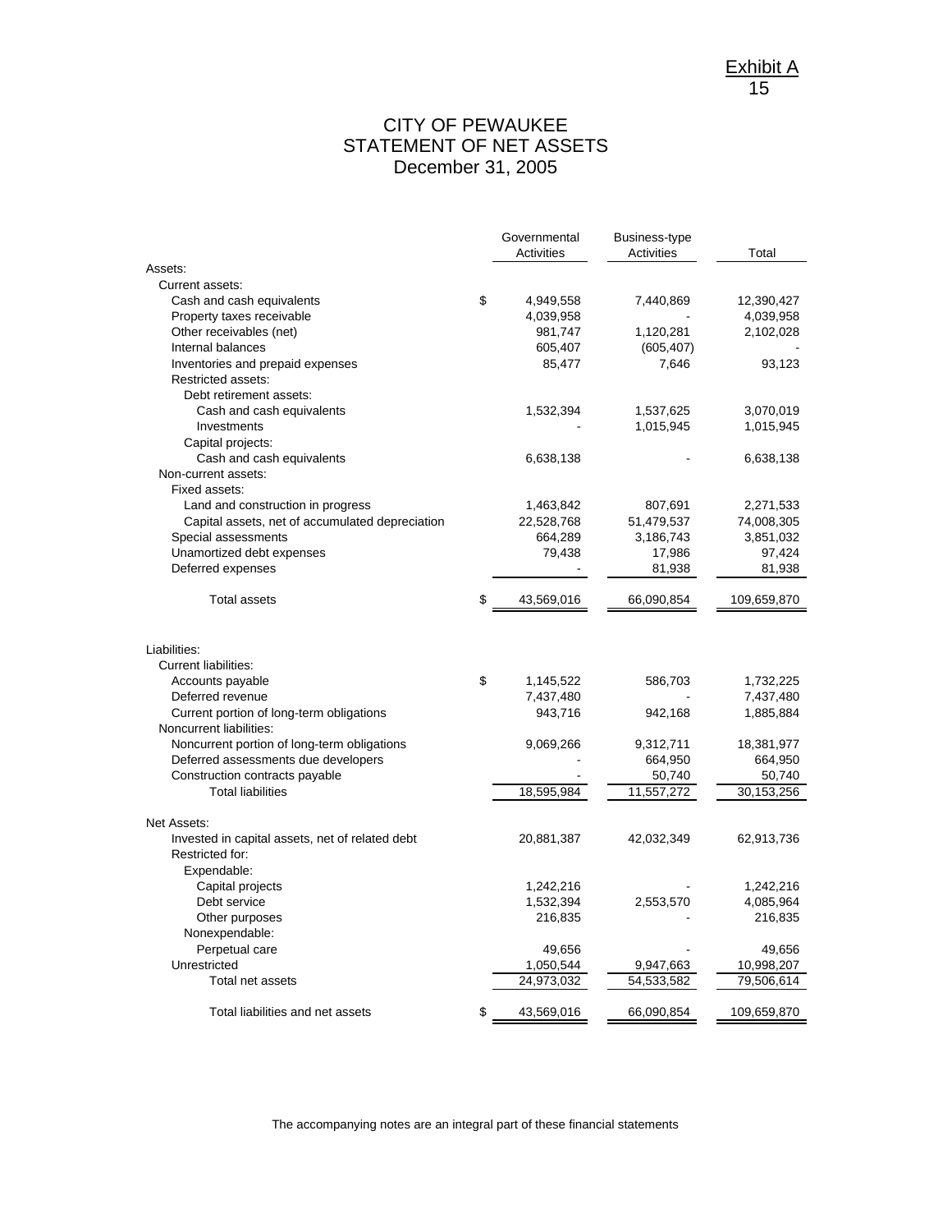Exhibit A

# CITY OF PEWAUKEE
## STATEMENT OF NET ASSETS
### December 31, 2005

| | Governmental Activities | Business-type Activities | Total |
|---|---|---|---|
| Assets: | | | |
| Current assets: | | | |
| Cash and cash equivalents | $ 4,949,558 | 7,440,869 | 12,390,427 |
| Property taxes receivable | 4,039,958 | - | 4,039,958 |
| Other receivables (net) | 981,747 | 1,120,281 | 2,102,028 |
| Internal balances | 605,407 | (605,407) | - |
| Inventories and prepaid expenses | 85,477 | 7,646 | 93,123 |
| Restricted assets: | | | |
| Debt retirement assets: | | | |
| Cash and cash equivalents | 1,532,394 | 1,537,625 | 3,070,019 |
| Investments | - | 1,015,945 | 1,015,945 |
| Capital projects: | | | |
| Cash and cash equivalents | 6,638,138 | - | 6,638,138 |
| Non-current assets: | | | |
| Fixed assets: | | | |
| Land and construction in progress | 1,463,842 | 807,691 | 2,271,533 |
| Capital assets, net of accumulated depreciation | 22,528,768 | 51,479,537 | 74,008,305 |
| Special assessments | 664,289 | 3,186,743 | 3,851,032 |
| Unamortized debt expenses | 79,438 | 17,986 | 97,424 |
| Deferred expenses | - | 81,938 | 81,938 |
| Total assets | $ 43,569,016 | 66,090,854 | 109,659,870 |
| Liabilities: | | | |
| Current liabilities: | | | |
| Accounts payable | $ 1,145,522 | 586,703 | 1,732,225 |
| Deferred revenue | 7,437,480 | - | 7,437,480 |
| Current portion of long-term obligations | 943,716 | 942,168 | 1,885,884 |
| Noncurrent liabilities: | | | |
| Noncurrent portion of long-term obligations | 9,069,266 | 9,312,711 | 18,381,977 |
| Deferred assessments due developers | - | 664,950 | 664,950 |
| Construction contracts payable | - | 50,740 | 50,740 |
| Total liabilities | 18,595,984 | 11,557,272 | 30,153,256 |
| Net Assets: | | | |
| Invested in capital assets, net of related debt | 20,881,387 | 42,032,349 | 62,913,736 |
| Restricted for: | | | |
| Expendable: | | | |
| Capital projects | 1,242,216 | - | 1,242,216 |
| Debt service | 1,532,394 | 2,553,570 | 4,085,964 |
| Other purposes | 216,835 | - | 216,835 |
| Nonexpendable: | | | |
| Perpetual care | 49,656 | - | 49,656 |
| Unrestricted | 1,050,544 | 9,947,663 | 10,998,207 |
| Total net assets | 24,973,032 | 54,533,582 | 79,506,614 |
| Total liabilities and net assets | $ 43,569,016 | 66,090,854 | 109,659,870 |

The accompanying notes are an integral part of these financial statements